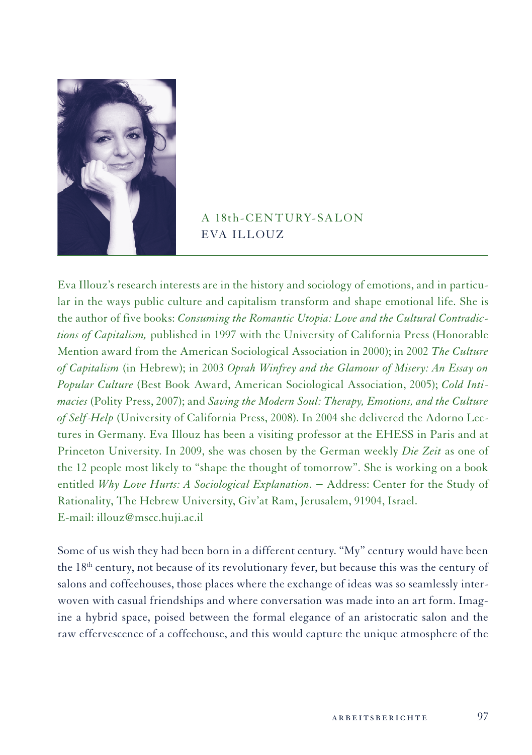# A 18th-CENTURY-SALON
## EVA ILLOUZ

Eva Illouz's research interests are in the history and sociology of emotions, and in particular in the ways public culture and capitalism transform and shape emotional life. She is the author of five books: *Consuming the Romantic Utopia: Love and the Cultural Contradictions of Capitalism,* published in 1997 with the University of California Press (Honorable Mention award from the American Sociological Association in 2000); in 2002 *The Culture of Capitalism* (in Hebrew); in 2003 *Oprah Winfrey and the Glamour of Misery: An Essay on Popular Culture* (Best Book Award, American Sociological Association, 2005); *Cold Intimacies* (Polity Press, 2007); and *Saving the Modern Soul: Therapy, Emotions, and the Culture of Self-Help* (University of California Press, 2008). In 2004 she delivered the Adorno Lectures in Germany. Eva Illouz has been a visiting professor at the EHESS in Paris and at Princeton University. In 2009, she was chosen by the German weekly *Die Zeit* as one of the 12 people most likely to "shape the thought of tomorrow". She is working on a book entitled *Why Love Hurts: A Sociological Explanation.* – Address: Center for the Study of Rationality, The Hebrew University, Giv'at Ram, Jerusalem, 91904, Israel.
E-mail: illouz@mscc.huji.ac.il

Some of us wish they had been born in a different century. "My" century would have been the 18th century, not because of its revolutionary fever, but because this was the century of salons and coffeehouses, those places where the exchange of ideas was so seamlessly interwoven with casual friendships and where conversation was made into an art form. Imagine a hybrid space, poised between the formal elegance of an aristocratic salon and the raw effervescence of a coffeehouse, and this would capture the unique atmosphere of the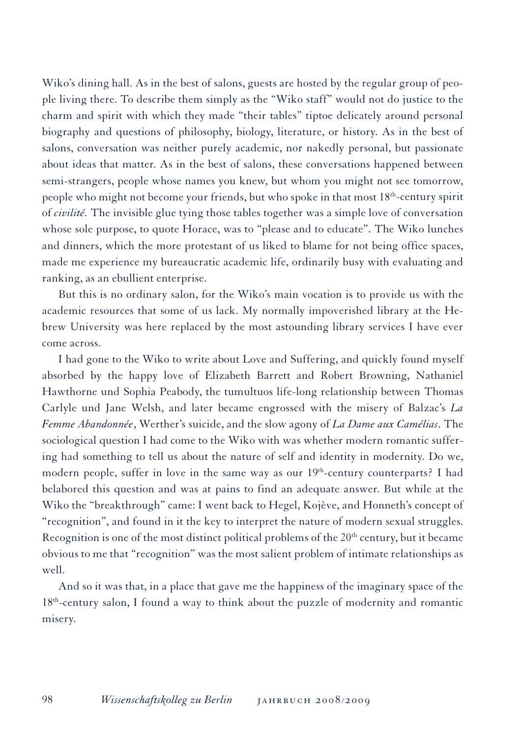Wiko's dining hall. As in the best of salons, guests are hosted by the regular group of people living there. To describe them simply as the "Wiko staff" would not do justice to the charm and spirit with which they made "their tables" tiptoe delicately around personal biography and questions of philosophy, biology, literature, or history. As in the best of salons, conversation was neither purely academic, nor nakedly personal, but passionate about ideas that matter. As in the best of salons, these conversations happened between semi-strangers, people whose names you knew, but whom you might not see tomorrow, people who might not become your friends, but who spoke in that most 18th-century spirit of *civilité.* The invisible glue tying those tables together was a simple love of conversation whose sole purpose, to quote Horace, was to "please and to educate". The Wiko lunches and dinners, which the more protestant of us liked to blame for not being office spaces, made me experience my bureaucratic academic life, ordinarily busy with evaluating and ranking, as an ebullient enterprise.

But this is no ordinary salon, for the Wiko's main vocation is to provide us with the academic resources that some of us lack. My normally impoverished library at the Hebrew University was here replaced by the most astounding library services I have ever come across.

I had gone to the Wiko to write about Love and Suffering, and quickly found myself absorbed by the happy love of Elizabeth Barrett and Robert Browning, Nathaniel Hawthorne und Sophia Peabody, the tumultuos life-long relationship between Thomas Carlyle und Jane Welsh, and later became engrossed with the misery of Balzac's *La Femme Abandonnée*, Werther's suicide, and the slow agony of *La Dame aux Camélias*. The sociological question I had come to the Wiko with was whether modern romantic suffering had something to tell us about the nature of self and identity in modernity. Do we, modern people, suffer in love in the same way as our 19th-century counterparts? I had belabored this question and was at pains to find an adequate answer. But while at the Wiko the "breakthrough" came: I went back to Hegel, Kojève, and Honneth's concept of "recognition", and found in it the key to interpret the nature of modern sexual struggles. Recognition is one of the most distinct political problems of the 20th century, but it became obvious to me that "recognition" was the most salient problem of intimate relationships as well.

And so it was that, in a place that gave me the happiness of the imaginary space of the 18th-century salon, I found a way to think about the puzzle of modernity and romantic misery.